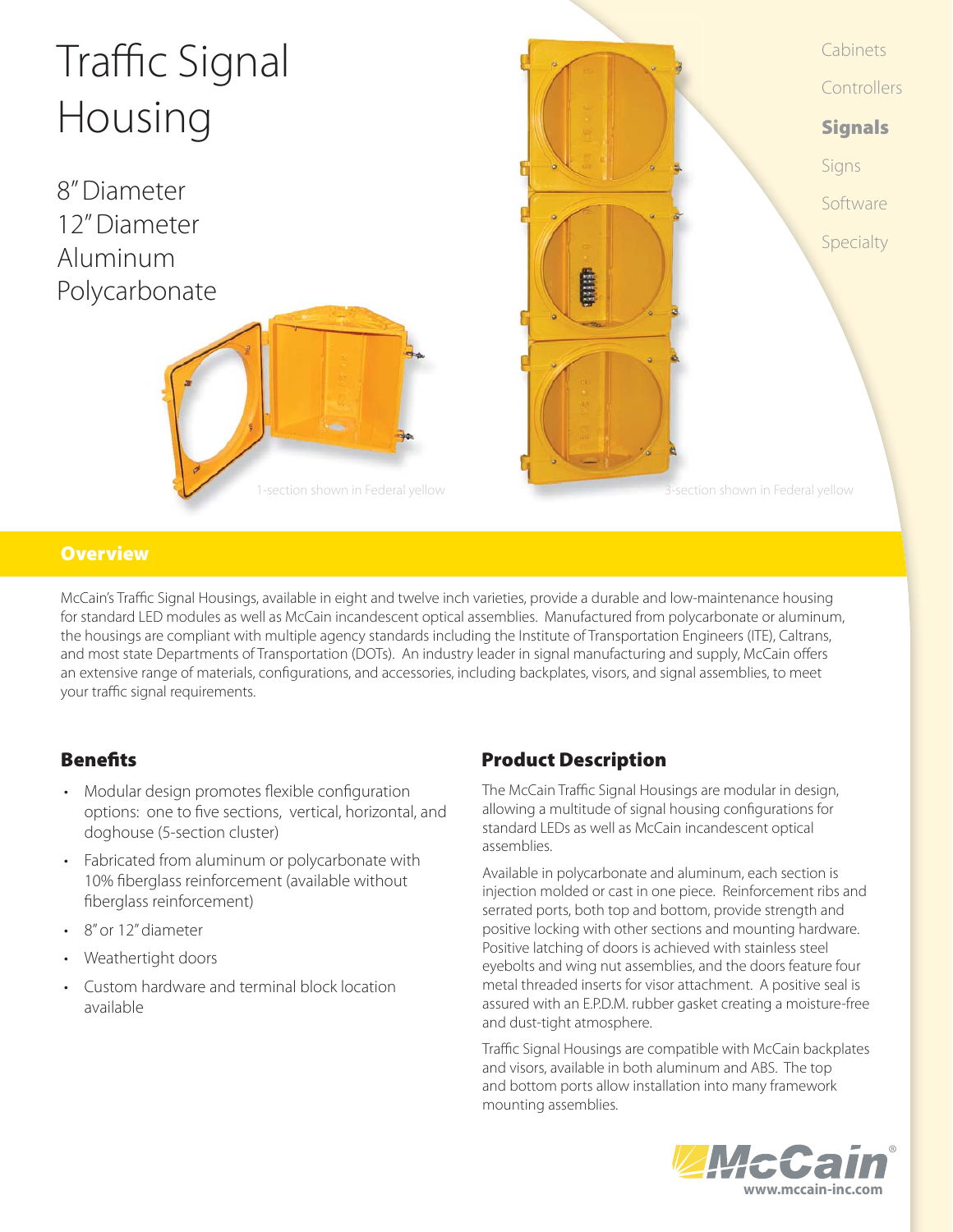# Traffic Signal Housing

8" Diameter
12" Diameter
Aluminum
Polycarbonate

Cabinets
Controllers
**Signals**
Signs
Software
Specialty

1-section shown in Federal yellow

3-section shown in Federal yellow

## Overview

McCain's Traffic Signal Housings, available in eight and twelve inch varieties, provide a durable and low-maintenance housing for standard LED modules as well as McCain incandescent optical assemblies. Manufactured from polycarbonate or aluminum, the housings are compliant with multiple agency standards including the Institute of Transportation Engineers (ITE), Caltrans, and most state Departments of Transportation (DOTs). An industry leader in signal manufacturing and supply, McCain offers an extensive range of materials, configurations, and accessories, including backplates, visors, and signal assemblies, to meet your traffic signal requirements.

## Benefits

- Modular design promotes flexible configuration options: one to five sections, vertical, horizontal, and doghouse (5-section cluster)
- Fabricated from aluminum or polycarbonate with 10% fiberglass reinforcement (available without fiberglass reinforcement)
- 8" or 12" diameter
- Weathertight doors
- Custom hardware and terminal block location available

## Product Description

The McCain Traffic Signal Housings are modular in design, allowing a multitude of signal housing configurations for standard LEDs as well as McCain incandescent optical assemblies.

Available in polycarbonate and aluminum, each section is injection molded or cast in one piece. Reinforcement ribs and serrated ports, both top and bottom, provide strength and positive locking with other sections and mounting hardware. Positive latching of doors is achieved with stainless steel eyebolts and wing nut assemblies, and the doors feature four metal threaded inserts for visor attachment. A positive seal is assured with an E.P.D.M. rubber gasket creating a moisture-free and dust-tight atmosphere.

Traffic Signal Housings are compatible with McCain backplates and visors, available in both aluminum and ABS. The top and bottom ports allow installation into many framework mounting assemblies.

McCain®
www.mccain-inc.com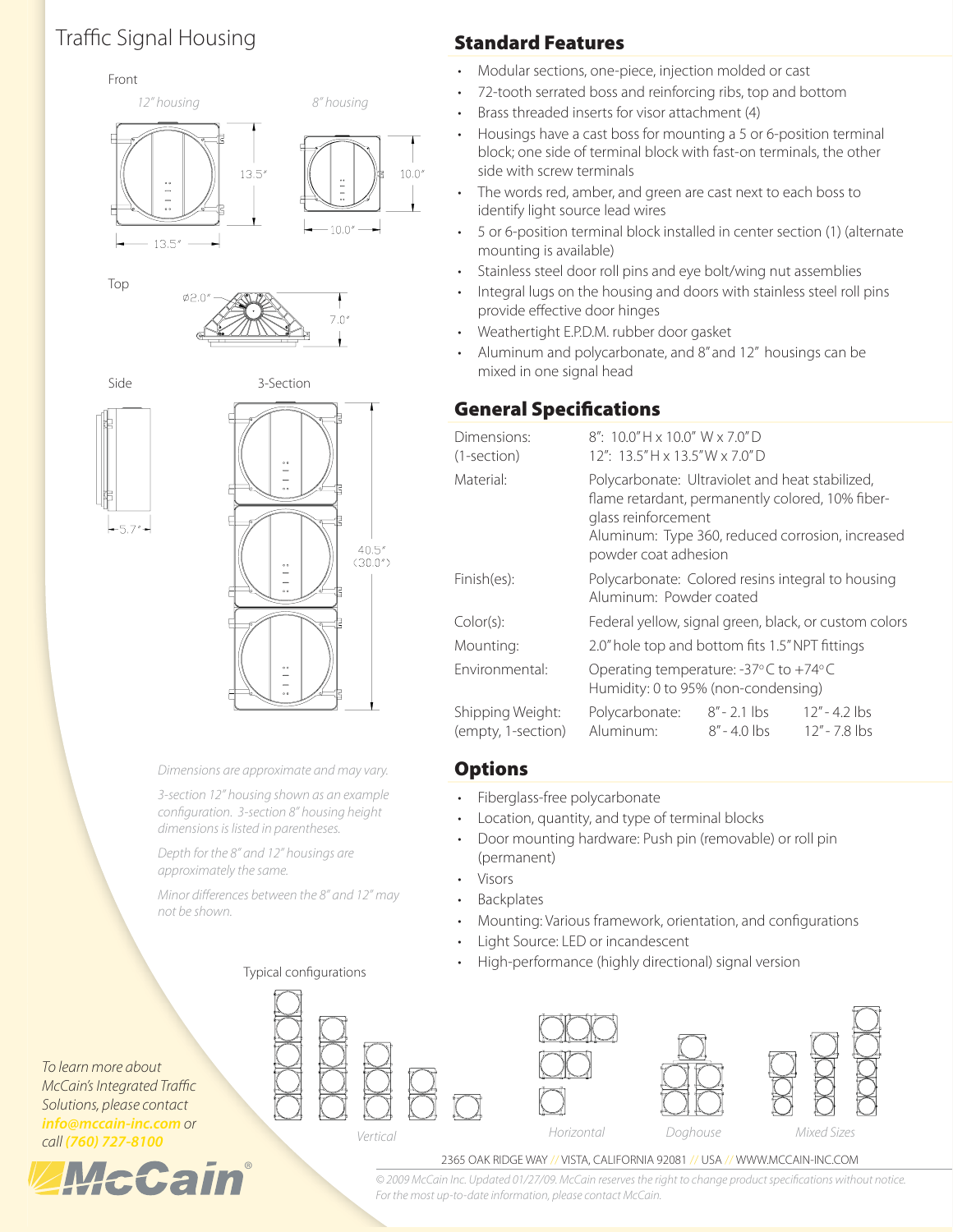# Traffic Signal Housing

Front

12" housing

8" housing

13.5"

13.5"

10.0"

10.0"

Top

ø2.0"

7.0"

Side

3-Section

5.7"

40.5"
(30.0")

*Dimensions are approximate and may vary.*

*3-section 12" housing shown as an example configuration. 3-section 8" housing height dimensions is listed in parentheses.*

*Depth for the 8" and 12" housings are approximately the same.*

*Minor differences between the 8" and 12" may not be shown.*

## Standard Features

- Modular sections, one-piece, injection molded or cast
- 72-tooth serrated boss and reinforcing ribs, top and bottom
- Brass threaded inserts for visor attachment (4)
- Housings have a cast boss for mounting a 5 or 6-position terminal block; one side of terminal block with fast-on terminals, the other side with screw terminals
- The words red, amber, and green are cast next to each boss to identify light source lead wires
- 5 or 6-position terminal block installed in center section (1) (alternate mounting is available)
- Stainless steel door roll pins and eye bolt/wing nut assemblies
- Integral lugs on the housing and doors with stainless steel roll pins provide effective door hinges
- Weathertight E.P.D.M. rubber door gasket
- Aluminum and polycarbonate, and 8" and 12" housings can be mixed in one signal head

## General Specifications

| | | | |
|---|---|---|---|
| Dimensions: (1-section) | 8": 10.0" H x 10.0" W x 7.0" D<br>12": 13.5" H x 13.5" W x 7.0" D | | |
| Material: | Polycarbonate: Ultraviolet and heat stabilized, flame retardant, permanently colored, 10% fiber-glass reinforcement<br>Aluminum: Type 360, reduced corrosion, increased powder coat adhesion | | |
| Finish(es): | Polycarbonate: Colored resins integral to housing<br>Aluminum: Powder coated | | |
| Color(s): | Federal yellow, signal green, black, or custom colors | | |
| Mounting: | 2.0" hole top and bottom fits 1.5" NPT fittings | | |
| Environmental: | Operating temperature: -37°C to +74°C<br>Humidity: 0 to 95% (non-condensing) | | |
| Shipping Weight: (empty, 1-section) | Polycarbonate:<br>Aluminum: | 8" - 2.1 lbs<br>8" - 4.0 lbs | 12" - 4.2 lbs<br>12" - 7.8 lbs |

## Options

- Fiberglass-free polycarbonate
- Location, quantity, and type of terminal blocks
- Door mounting hardware: Push pin (removable) or roll pin (permanent)
- Visors
- Backplates
- Mounting: Various framework, orientation, and configurations
- Light Source: LED or incandescent
- High-performance (highly directional) signal version

Typical configurations

Vertical

Horizontal

Doghouse

Mixed Sizes

*To learn more about McCain's Integrated Traffic Solutions, please contact* ***info@mccain-inc.com*** *or call* ***(760) 727-8100***

McCain®

2365 OAK RIDGE WAY // VISTA, CALIFORNIA 92081 // USA // WWW.MCCAIN-INC.COM

*© 2009 McCain Inc. Updated 01/27/09. McCain reserves the right to change product specifications without notice. For the most up-to-date information, please contact McCain.*